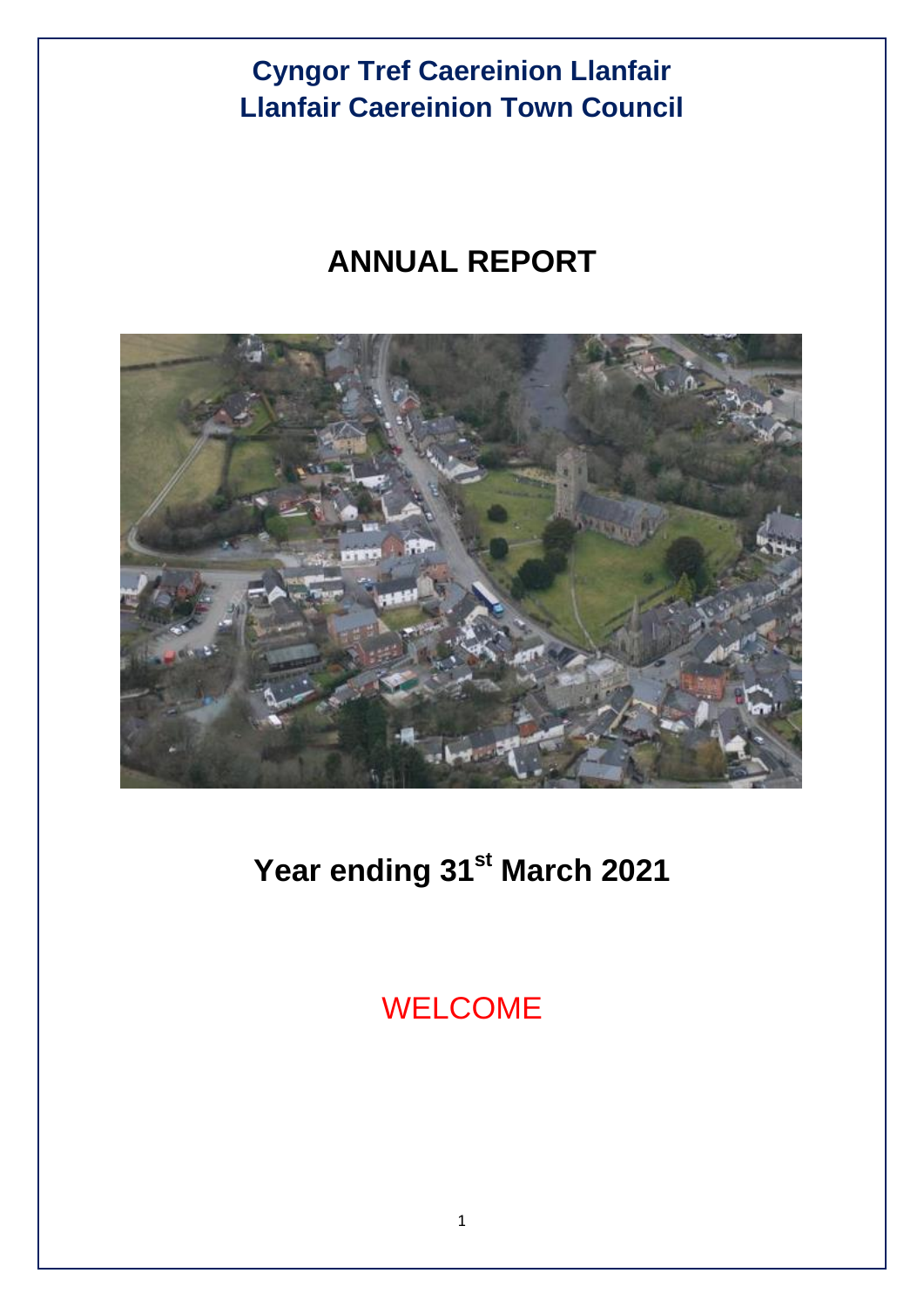# Cyngor Tref Caereinion Llanfair
# Llanfair Caereinion Town Council

## ANNUAL REPORT

## Year ending 31st March 2021

WELCOME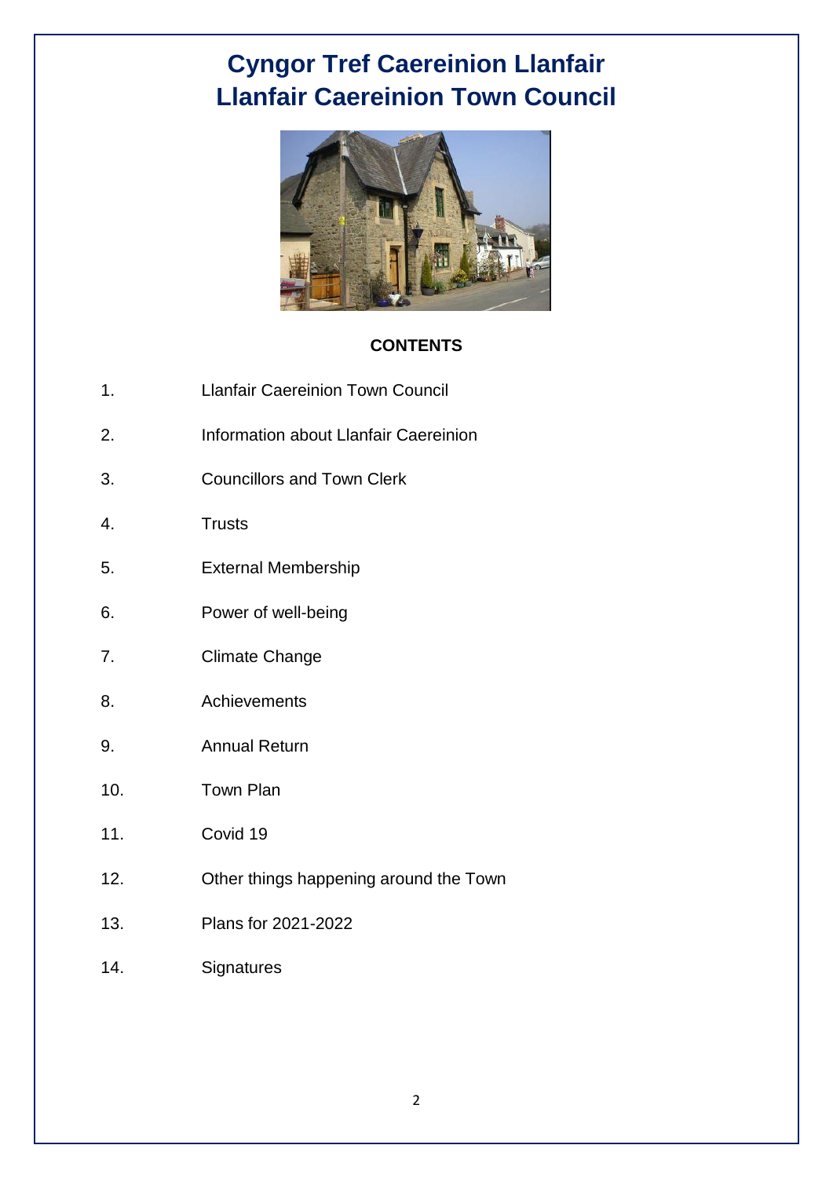# Cyngor Tref Caereinion Llanfair
# Llanfair Caereinion Town Council

**CONTENTS**

1. Llanfair Caereinion Town Council
2. Information about Llanfair Caereinion
3. Councillors and Town Clerk
4. Trusts
5. External Membership
6. Power of well-being
7. Climate Change
8. Achievements
9. Annual Return
10. Town Plan
11. Covid 19
12. Other things happening around the Town
13. Plans for 2021-2022
14. Signatures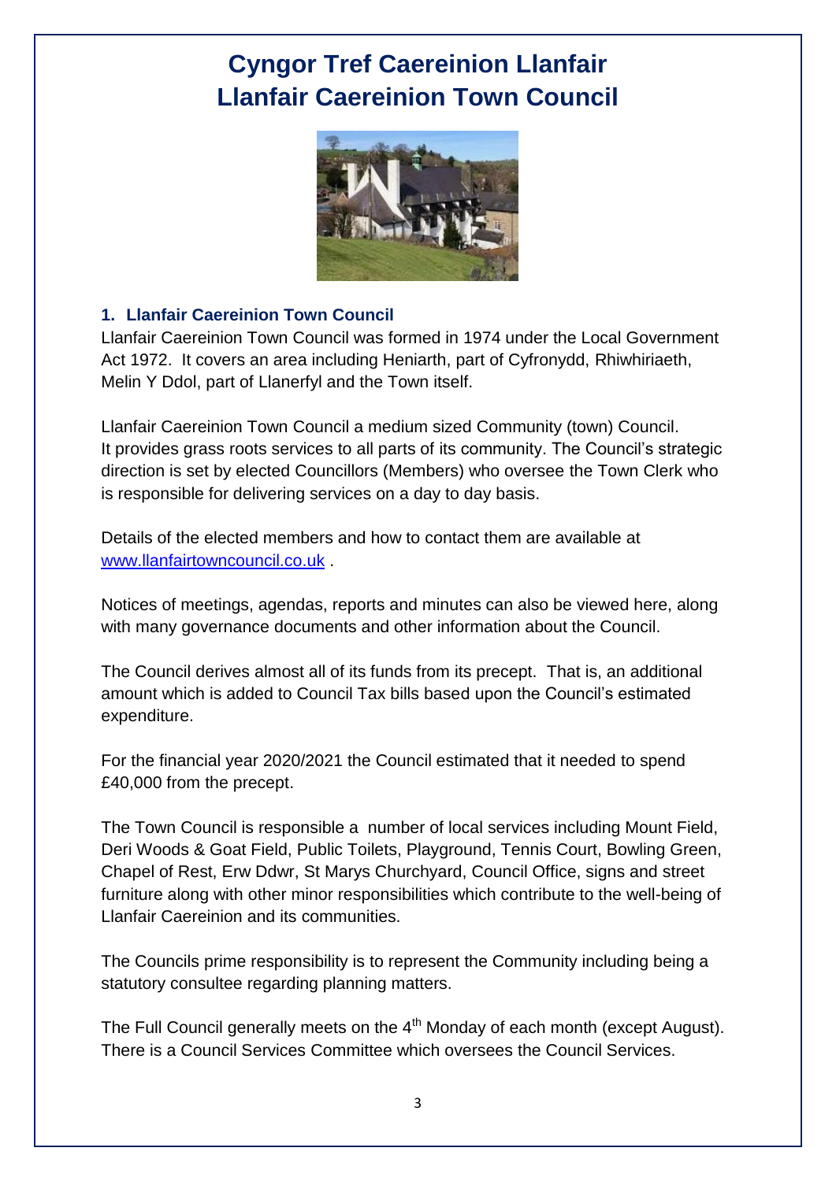# Cyngor Tref Caereinion Llanfair
# Llanfair Caereinion Town Council

## 1. Llanfair Caereinion Town Council

Llanfair Caereinion Town Council was formed in 1974 under the Local Government Act 1972. It covers an area including Heniarth, part of Cyfronydd, Rhiwhiriaeth, Melin Y Ddol, part of Llanerfyl and the Town itself.

Llanfair Caereinion Town Council a medium sized Community (town) Council. It provides grass roots services to all parts of its community. The Council's strategic direction is set by elected Councillors (Members) who oversee the Town Clerk who is responsible for delivering services on a day to day basis.

Details of the elected members and how to contact them are available at www.llanfairtowncouncil.co.uk .

Notices of meetings, agendas, reports and minutes can also be viewed here, along with many governance documents and other information about the Council.

The Council derives almost all of its funds from its precept. That is, an additional amount which is added to Council Tax bills based upon the Council's estimated expenditure.

For the financial year 2020/2021 the Council estimated that it needed to spend £40,000 from the precept.

The Town Council is responsible a number of local services including Mount Field, Deri Woods & Goat Field, Public Toilets, Playground, Tennis Court, Bowling Green, Chapel of Rest, Erw Ddwr, St Marys Churchyard, Council Office, signs and street furniture along with other minor responsibilities which contribute to the well-being of Llanfair Caereinion and its communities.

The Councils prime responsibility is to represent the Community including being a statutory consultee regarding planning matters.

The Full Council generally meets on the 4th Monday of each month (except August). There is a Council Services Committee which oversees the Council Services.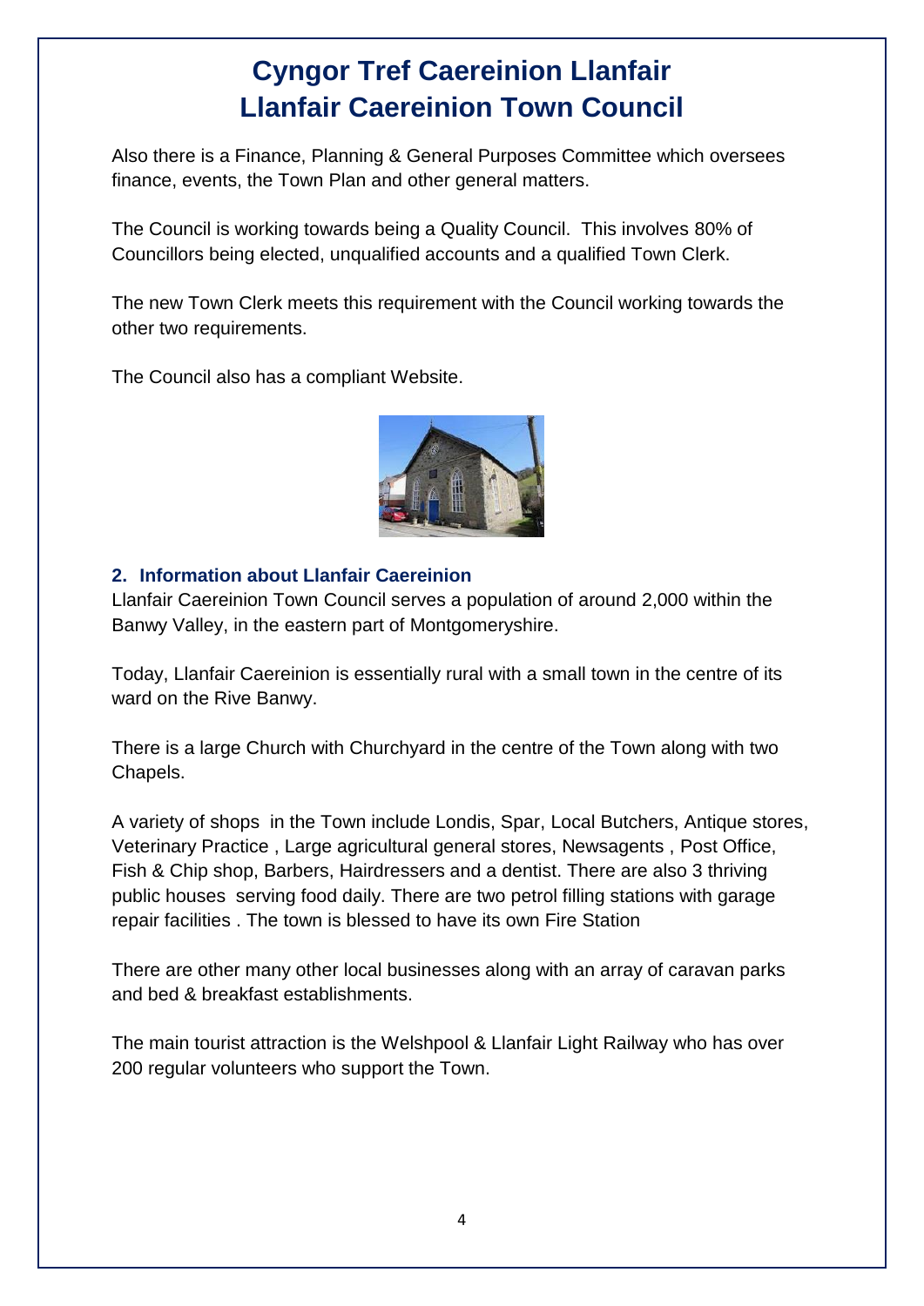# Cyngor Tref Caereinion Llanfair
# Llanfair Caereinion Town Council

Also there is a Finance, Planning & General Purposes Committee which oversees finance, events, the Town Plan and other general matters.

The Council is working towards being a Quality Council. This involves 80% of Councillors being elected, unqualified accounts and a qualified Town Clerk.

The new Town Clerk meets this requirement with the Council working towards the other two requirements.

The Council also has a compliant Website.

## 2. Information about Llanfair Caereinion

Llanfair Caereinion Town Council serves a population of around 2,000 within the Banwy Valley, in the eastern part of Montgomeryshire.

Today, Llanfair Caereinion is essentially rural with a small town in the centre of its ward on the Rive Banwy.

There is a large Church with Churchyard in the centre of the Town along with two Chapels.

A variety of shops in the Town include Londis, Spar, Local Butchers, Antique stores, Veterinary Practice , Large agricultural general stores, Newsagents , Post Office, Fish & Chip shop, Barbers, Hairdressers and a dentist. There are also 3 thriving public houses serving food daily. There are two petrol filling stations with garage repair facilities . The town is blessed to have its own Fire Station

There are other many other local businesses along with an array of caravan parks and bed & breakfast establishments.

The main tourist attraction is the Welshpool & Llanfair Light Railway who has over 200 regular volunteers who support the Town.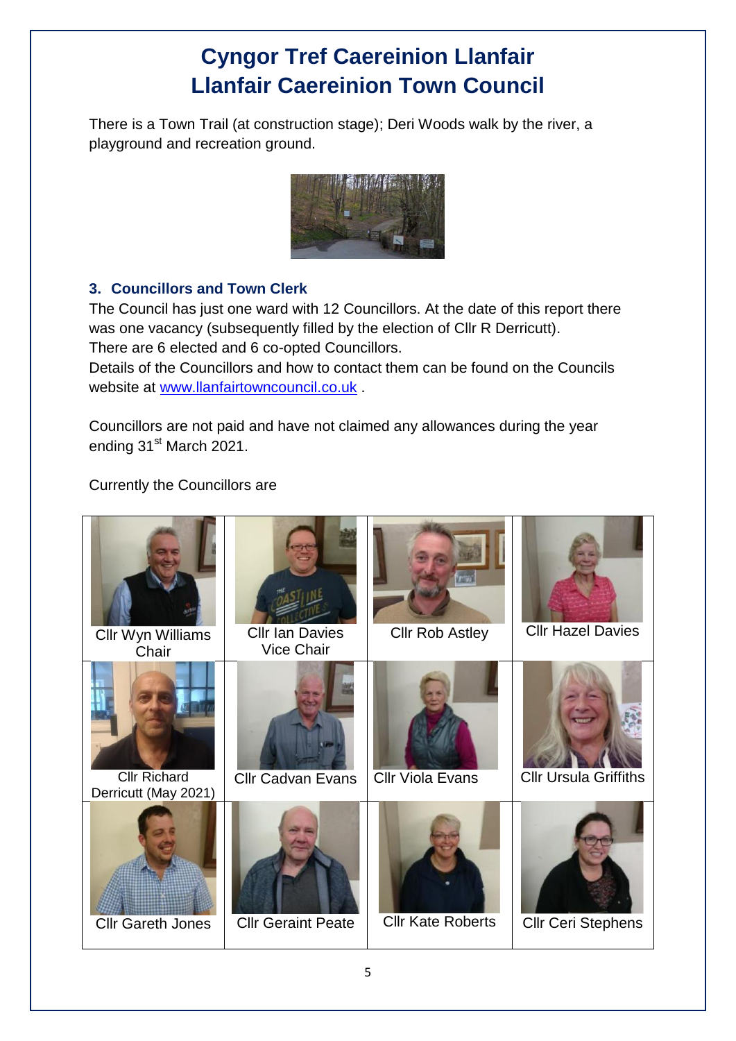# Cyngor Tref Caereinion Llanfair
# Llanfair Caereinion Town Council

There is a Town Trail (at construction stage); Deri Woods walk by the river, a playground and recreation ground.

### 3. Councillors and Town Clerk

The Council has just one ward with 12 Councillors. At the date of this report there was one vacancy (subsequently filled by the election of Cllr R Derricutt).
There are 6 elected and 6 co-opted Councillors.
Details of the Councillors and how to contact them can be found on the Councils website at [www.llanfairtowncouncil.co.uk](www.llanfairtowncouncil.co.uk) .

Councillors are not paid and have not claimed any allowances during the year ending 31st March 2021.

Currently the Councillors are

| | | | |
|---|---|---|---|
| Cllr Wyn Williams Chair | Cllr Ian Davies Vice Chair | Cllr Rob Astley | Cllr Hazel Davies |
| Cllr Richard Derricutt (May 2021) | Cllr Cadvan Evans | Cllr Viola Evans | Cllr Ursula Griffiths |
| Cllr Gareth Jones | Cllr Geraint Peate | Cllr Kate Roberts | Cllr Ceri Stephens |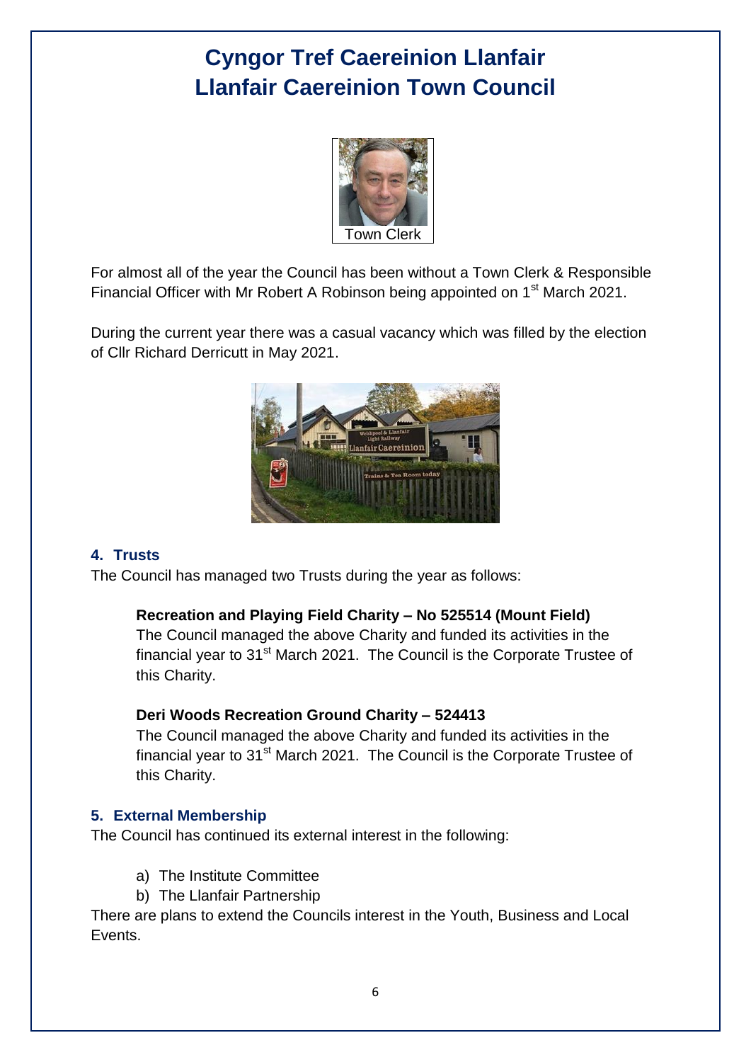# Cyngor Tref Caereinion Llanfair
# Llanfair Caereinion Town Council

Town Clerk

For almost all of the year the Council has been without a Town Clerk & Responsible Financial Officer with Mr Robert A Robinson being appointed on 1st March 2021.

During the current year there was a casual vacancy which was filled by the election of Cllr Richard Derricutt in May 2021.

## 4. Trusts

The Council has managed two Trusts during the year as follows:

**Recreation and Playing Field Charity – No 525514 (Mount Field)**
The Council managed the above Charity and funded its activities in the financial year to 31st March 2021. The Council is the Corporate Trustee of this Charity.

**Deri Woods Recreation Ground Charity – 524413**
The Council managed the above Charity and funded its activities in the financial year to 31st March 2021. The Council is the Corporate Trustee of this Charity.

## 5. External Membership

The Council has continued its external interest in the following:

a) The Institute Committee
b) The Llanfair Partnership

There are plans to extend the Councils interest in the Youth, Business and Local Events.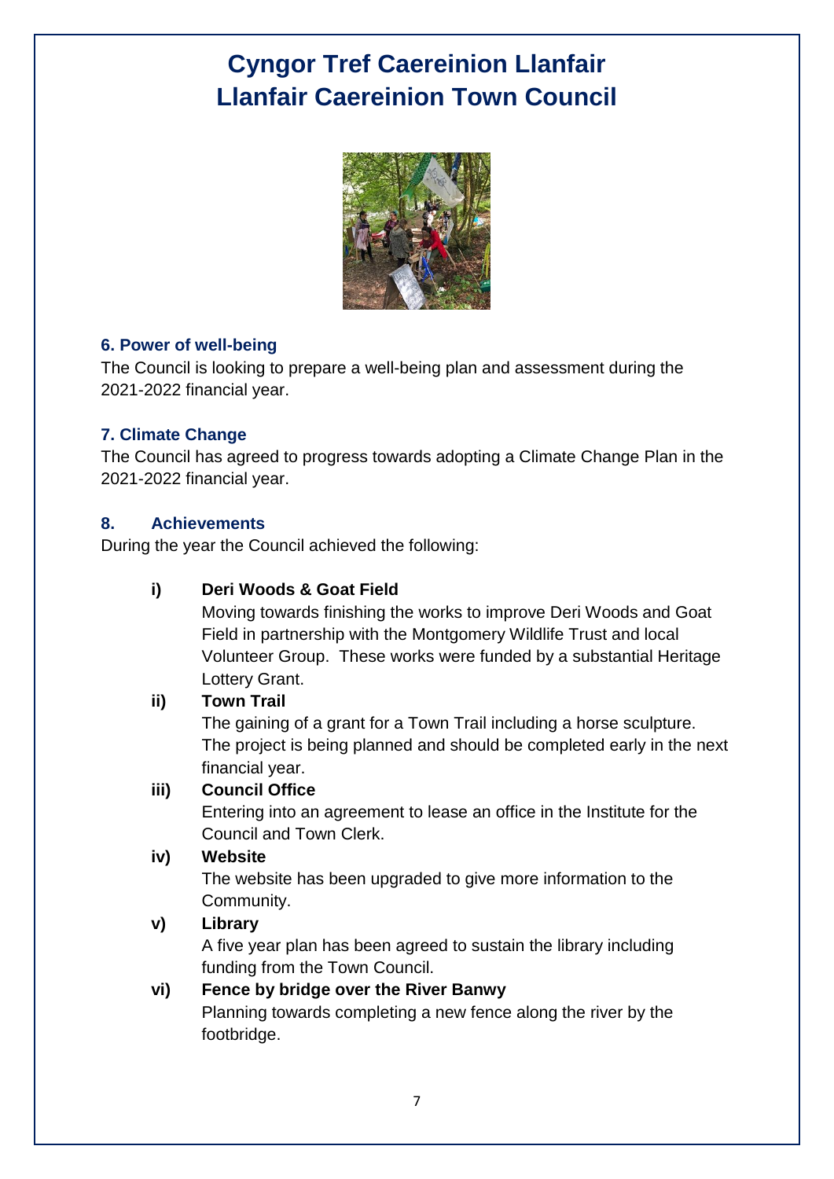# Cyngor Tref Caereinion Llanfair
# Llanfair Caereinion Town Council

### 6. Power of well-being

The Council is looking to prepare a well-being plan and assessment during the 2021-2022 financial year.

### 7. Climate Change

The Council has agreed to progress towards adopting a Climate Change Plan in the 2021-2022 financial year.

### 8. Achievements

During the year the Council achieved the following:

- **i) Deri Woods & Goat Field**
  Moving towards finishing the works to improve Deri Woods and Goat Field in partnership with the Montgomery Wildlife Trust and local Volunteer Group. These works were funded by a substantial Heritage Lottery Grant.
- **ii) Town Trail**
  The gaining of a grant for a Town Trail including a horse sculpture. The project is being planned and should be completed early in the next financial year.
- **iii) Council Office**
  Entering into an agreement to lease an office in the Institute for the Council and Town Clerk.
- **iv) Website**
  The website has been upgraded to give more information to the Community.
- **v) Library**
  A five year plan has been agreed to sustain the library including funding from the Town Council.
- **vi) Fence by bridge over the River Banwy**
  Planning towards completing a new fence along the river by the footbridge.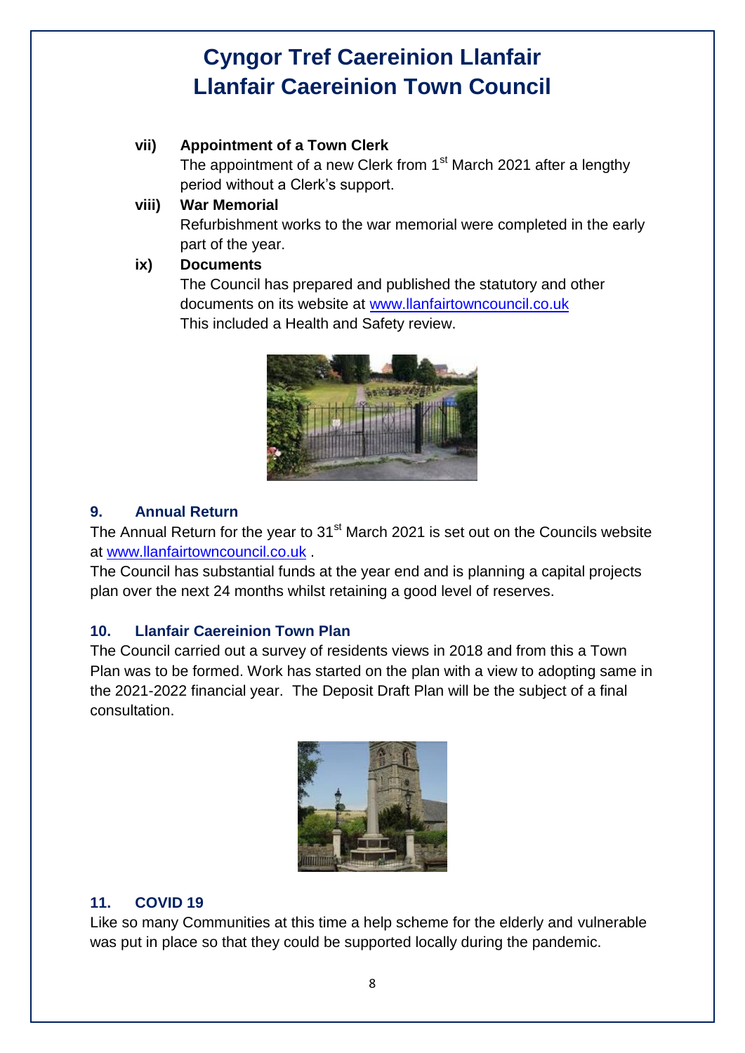# Cyngor Tref Caereinion Llanfair
# Llanfair Caereinion Town Council

**vii) Appointment of a Town Clerk**

The appointment of a new Clerk from 1st March 2021 after a lengthy period without a Clerk's support.

**viii) War Memorial**

Refurbishment works to the war memorial were completed in the early part of the year.

**ix) Documents**

The Council has prepared and published the statutory and other documents on its website at www.llanfairtowncouncil.co.uk
This included a Health and Safety review.

## 9. Annual Return

The Annual Return for the year to 31st March 2021 is set out on the Councils website at www.llanfairtowncouncil.co.uk .

The Council has substantial funds at the year end and is planning a capital projects plan over the next 24 months whilst retaining a good level of reserves.

## 10. Llanfair Caereinion Town Plan

The Council carried out a survey of residents views in 2018 and from this a Town Plan was to be formed. Work has started on the plan with a view to adopting same in the 2021-2022 financial year. The Deposit Draft Plan will be the subject of a final consultation.

## 11. COVID 19

Like so many Communities at this time a help scheme for the elderly and vulnerable was put in place so that they could be supported locally during the pandemic.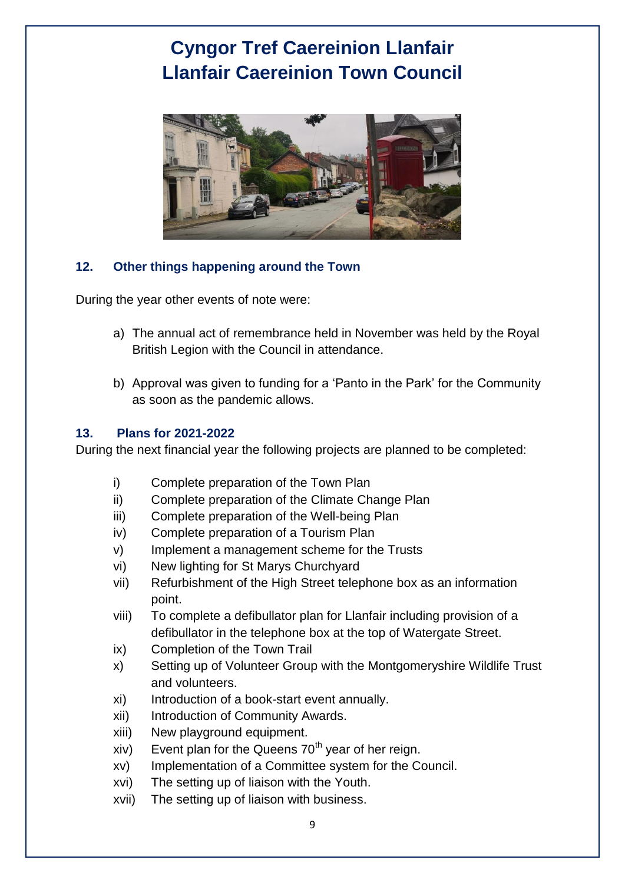# Cyngor Tref Caereinion Llanfair
# Llanfair Caereinion Town Council

## 12. Other things happening around the Town

During the year other events of note were:

a) The annual act of remembrance held in November was held by the Royal British Legion with the Council in attendance.

b) Approval was given to funding for a 'Panto in the Park' for the Community as soon as the pandemic allows.

## 13. Plans for 2021-2022

During the next financial year the following projects are planned to be completed:

i) Complete preparation of the Town Plan
ii) Complete preparation of the Climate Change Plan
iii) Complete preparation of the Well-being Plan
iv) Complete preparation of a Tourism Plan
v) Implement a management scheme for the Trusts
vi) New lighting for St Marys Churchyard
vii) Refurbishment of the High Street telephone box as an information point.
viii) To complete a defibullator plan for Llanfair including provision of a defibullator in the telephone box at the top of Watergate Street.
ix) Completion of the Town Trail
x) Setting up of Volunteer Group with the Montgomeryshire Wildlife Trust and volunteers.
xi) Introduction of a book-start event annually.
xii) Introduction of Community Awards.
xiii) New playground equipment.
xiv) Event plan for the Queens 70th year of her reign.
xv) Implementation of a Committee system for the Council.
xvi) The setting up of liaison with the Youth.
xvii) The setting up of liaison with business.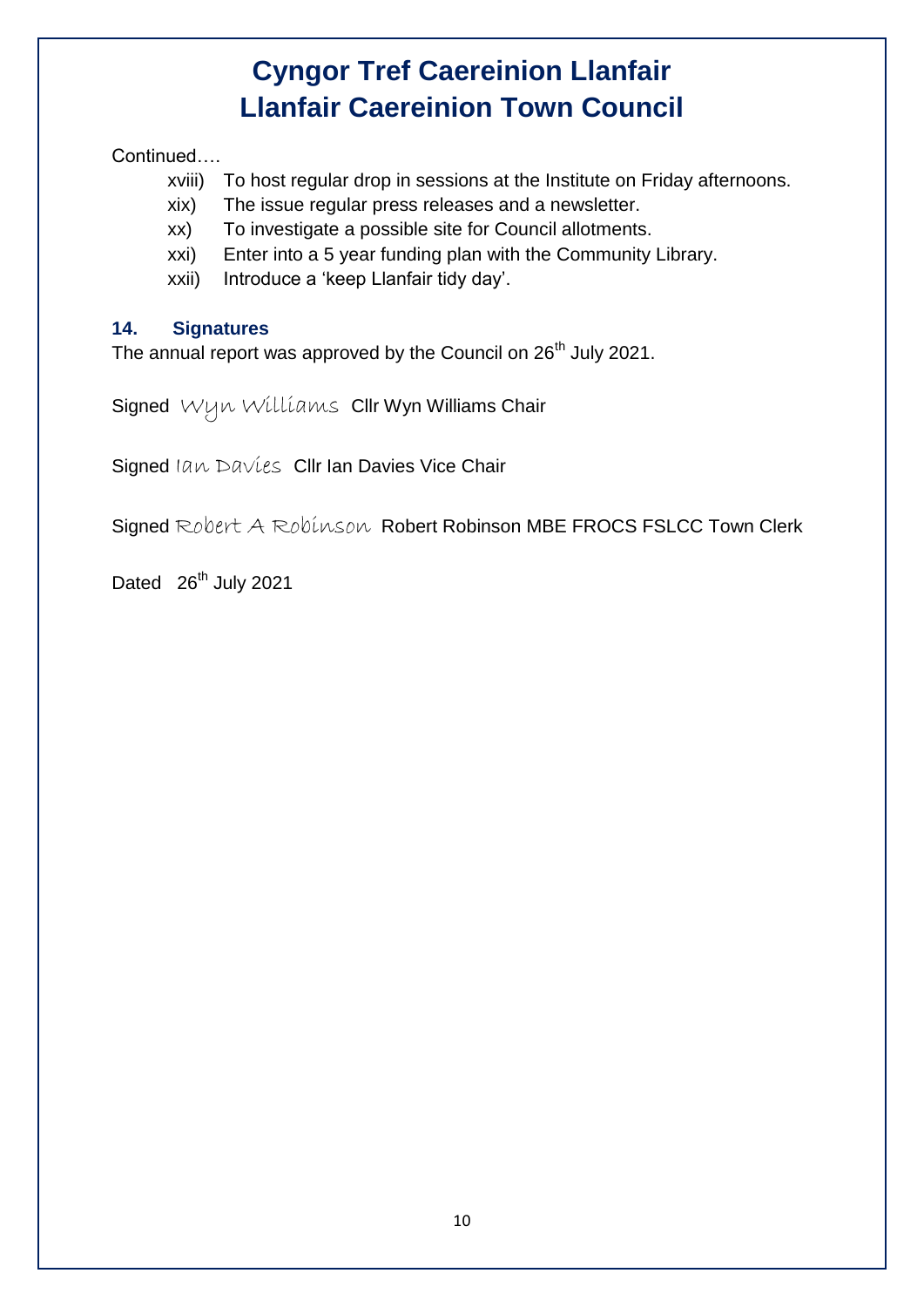# Cyngor Tref Caereinion Llanfair
# Llanfair Caereinion Town Council

Continued….

xviii) To host regular drop in sessions at the Institute on Friday afternoons.
xix) The issue regular press releases and a newsletter.
xx) To investigate a possible site for Council allotments.
xxi) Enter into a 5 year funding plan with the Community Library.
xxii) Introduce a 'keep Llanfair tidy day'.

### 14. Signatures

The annual report was approved by the Council on 26th July 2021.

Signed *Wyn Williams* Cllr Wyn Williams Chair

Signed *Ian Davies* Cllr Ian Davies Vice Chair

Signed *Robert A Robinson* Robert Robinson MBE FROCS FSLCC Town Clerk

Dated 26th July 2021